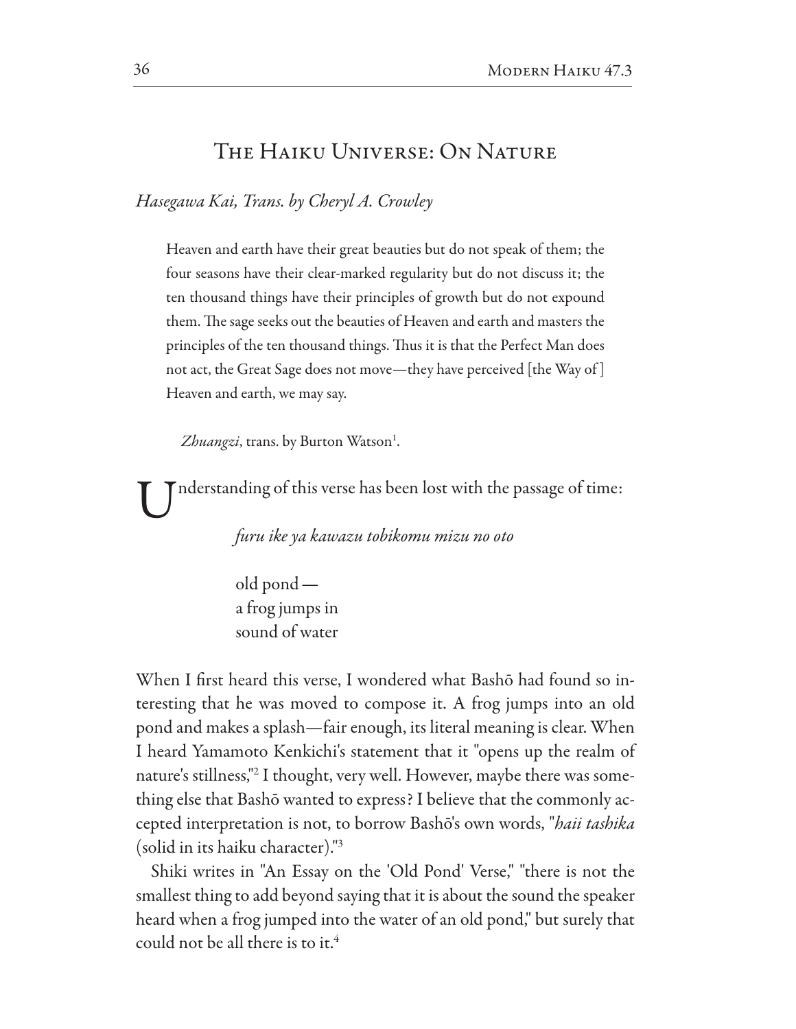# The Haiku Universe: On Nature

*Hasegawa Kai, Trans. by Cheryl A. Crowley*

> Heaven and earth have their great beauties but do not speak of them; the four seasons have their clear-marked regularity but do not discuss it; the ten thousand things have their principles of growth but do not expound them. The sage seeks out the beauties of Heaven and earth and masters the principles of the ten thousand things. Thus it is that the Perfect Man does not act, the Great Sage does not move—they have perceived [the Way of] Heaven and earth, we may say.
>
> *Zhuangzi*, trans. by Burton Watson[1].

Understanding of this verse has been lost with the passage of time:

> *furu ike ya kawazu tobikomu mizu no oto*
>
> old pond —
> a frog jumps in
> sound of water

When I first heard this verse, I wondered what Bashō had found so interesting that he was moved to compose it. A frog jumps into an old pond and makes a splash—fair enough, its literal meaning is clear. When I heard Yamamoto Kenkichi's statement that it "opens up the realm of nature's stillness,"[2] I thought, very well. However, maybe there was something else that Bashō wanted to express? I believe that the commonly accepted interpretation is not, to borrow Bashō's own words, "*haii tashika* (solid in its haiku character)."[3]

Shiki writes in "An Essay on the 'Old Pond' Verse," "there is not the smallest thing to add beyond saying that it is about the sound the speaker heard when a frog jumped into the water of an old pond," but surely that could not be all there is to it.[4]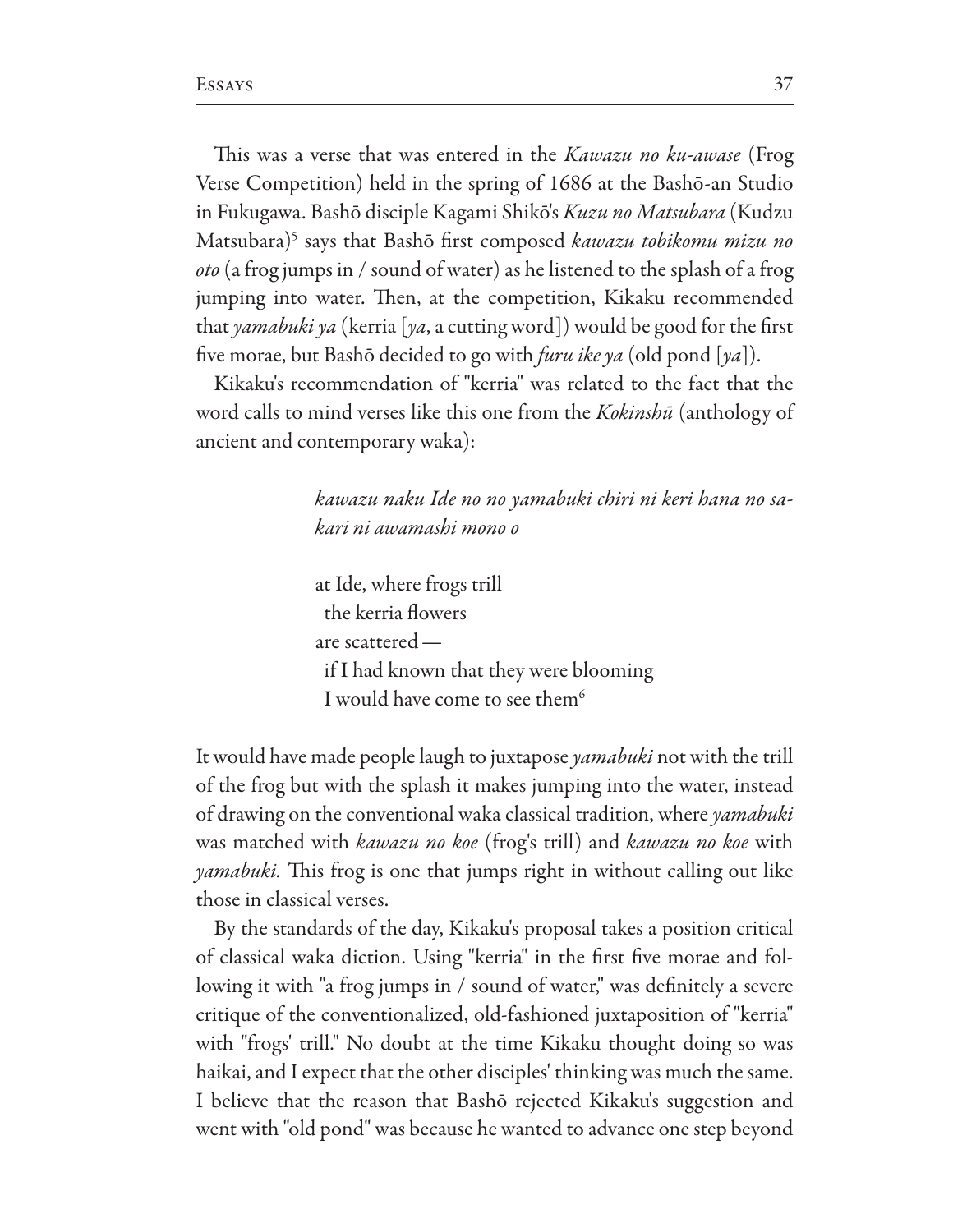This was a verse that was entered in the *Kawazu no ku-awase* (Frog Verse Competition) held in the spring of 1686 at the Bashō-an Studio in Fukugawa. Bashō disciple Kagami Shikō's *Kuzu no Matsubara* (Kudzu Matsubara)[5] says that Bashō first composed *kawazu tobikomu mizu no oto* (a frog jumps in / sound of water) as he listened to the splash of a frog jumping into water. Then, at the competition, Kikaku recommended that *yamabuki ya* (kerria [*ya*, a cutting word]) would be good for the first five morae, but Bashō decided to go with *furu ike ya* (old pond [*ya*]).

Kikaku's recommendation of "kerria" was related to the fact that the word calls to mind verses like this one from the *Kokinshū* (anthology of ancient and contemporary waka):

> *kawazu naku Ide no no yamabuki chiri ni keri hana no sakari ni awamashi mono o*
>
> at Ide, where frogs trill
> the kerria flowers
> are scattered —
> if I had known that they were blooming
> I would have come to see them[6]

It would have made people laugh to juxtapose *yamabuki* not with the trill of the frog but with the splash it makes jumping into the water, instead of drawing on the conventional waka classical tradition, where *yamabuki* was matched with *kawazu no koe* (frog's trill) and *kawazu no koe* with *yamabuki*. This frog is one that jumps right in without calling out like those in classical verses.

By the standards of the day, Kikaku's proposal takes a position critical of classical waka diction. Using "kerria" in the first five morae and following it with "a frog jumps in / sound of water," was definitely a severe critique of the conventionalized, old-fashioned juxtaposition of "kerria" with "frogs' trill." No doubt at the time Kikaku thought doing so was haikai, and I expect that the other disciples' thinking was much the same. I believe that the reason that Bashō rejected Kikaku's suggestion and went with "old pond" was because he wanted to advance one step beyond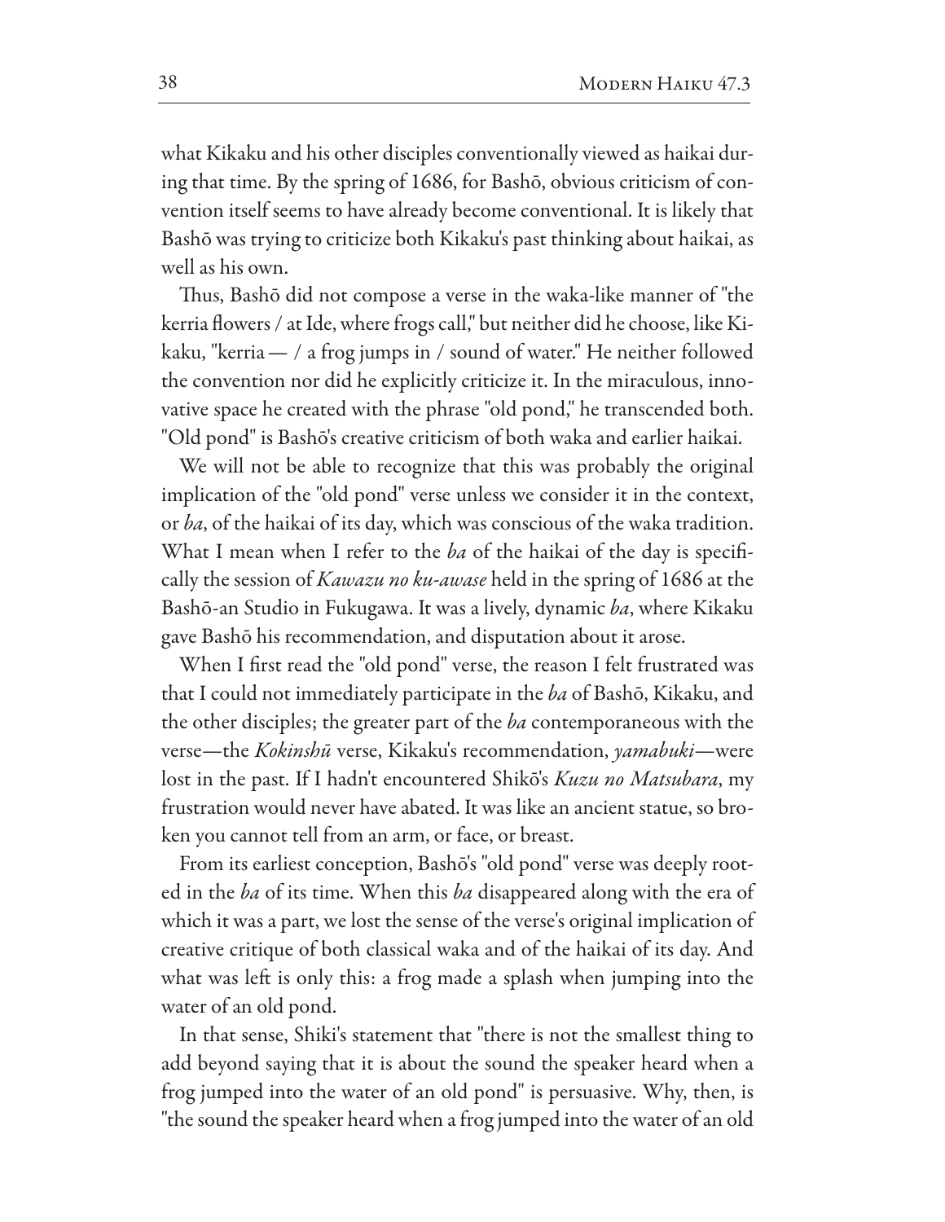what Kikaku and his other disciples conventionally viewed as haikai during that time. By the spring of 1686, for Bashō, obvious criticism of convention itself seems to have already become conventional. It is likely that Bashō was trying to criticize both Kikaku's past thinking about haikai, as well as his own.

Thus, Bashō did not compose a verse in the waka-like manner of "the kerria flowers / at Ide, where frogs call," but neither did he choose, like Kikaku, "kerria — / a frog jumps in / sound of water." He neither followed the convention nor did he explicitly criticize it. In the miraculous, innovative space he created with the phrase "old pond," he transcended both. "Old pond" is Bashō's creative criticism of both waka and earlier haikai.

We will not be able to recognize that this was probably the original implication of the "old pond" verse unless we consider it in the context, or *ba*, of the haikai of its day, which was conscious of the waka tradition. What I mean when I refer to the *ba* of the haikai of the day is specifically the session of *Kawazu no ku-awase* held in the spring of 1686 at the Bashō-an Studio in Fukugawa. It was a lively, dynamic *ba*, where Kikaku gave Bashō his recommendation, and disputation about it arose.

When I first read the "old pond" verse, the reason I felt frustrated was that I could not immediately participate in the *ba* of Bashō, Kikaku, and the other disciples; the greater part of the *ba* contemporaneous with the verse—the *Kokinshū* verse, Kikaku's recommendation, *yamabuki*—were lost in the past. If I hadn't encountered Shikō's *Kuzu no Matsubara*, my frustration would never have abated. It was like an ancient statue, so broken you cannot tell from an arm, or face, or breast.

From its earliest conception, Bashō's "old pond" verse was deeply rooted in the *ba* of its time. When this *ba* disappeared along with the era of which it was a part, we lost the sense of the verse's original implication of creative critique of both classical waka and of the haikai of its day. And what was left is only this: a frog made a splash when jumping into the water of an old pond.

In that sense, Shiki's statement that "there is not the smallest thing to add beyond saying that it is about the sound the speaker heard when a frog jumped into the water of an old pond" is persuasive. Why, then, is "the sound the speaker heard when a frog jumped into the water of an old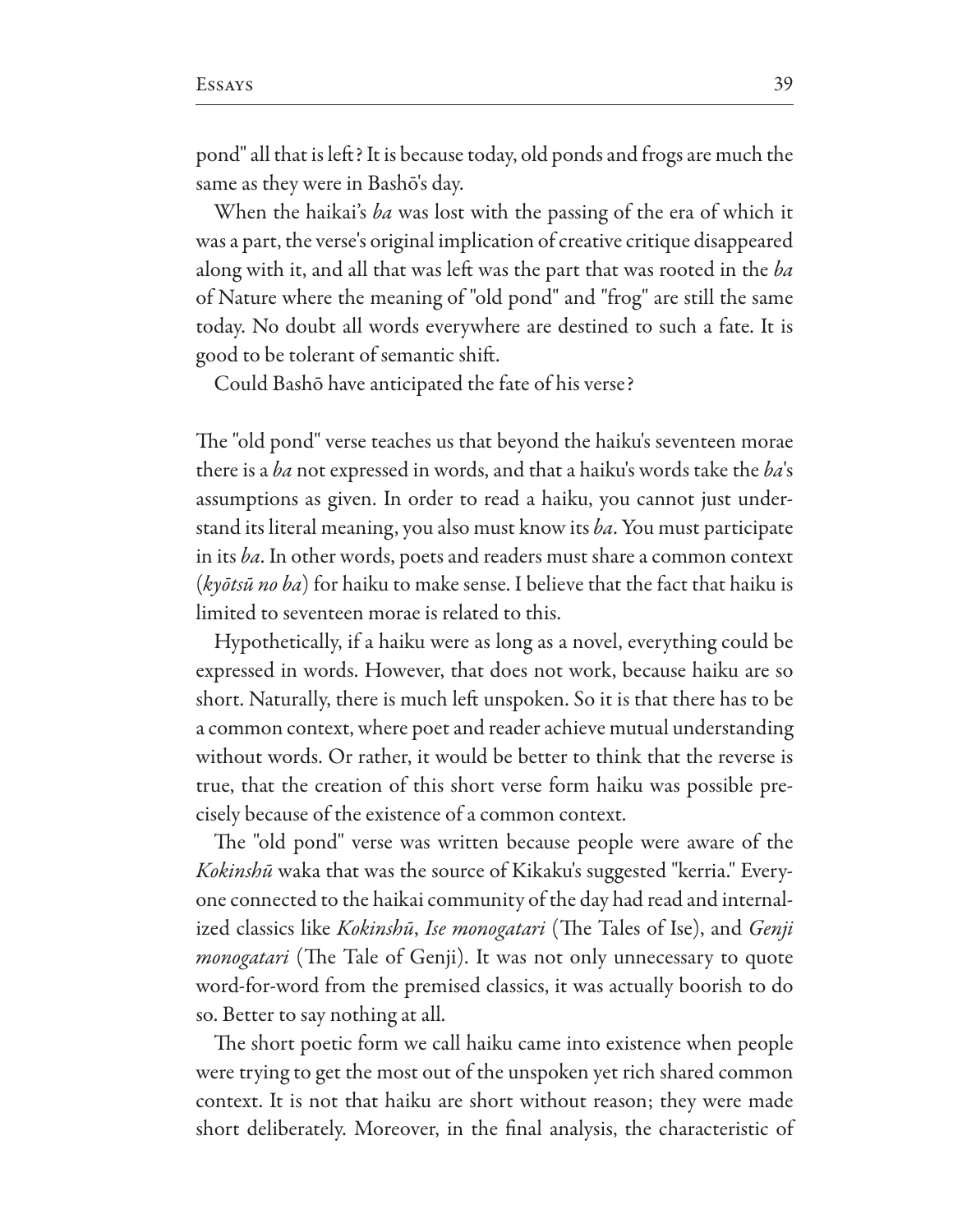pond" all that is left? It is because today, old ponds and frogs are much the same as they were in Bashō's day.

When the haikai's *ba* was lost with the passing of the era of which it was a part, the verse's original implication of creative critique disappeared along with it, and all that was left was the part that was rooted in the *ba* of Nature where the meaning of "old pond" and "frog" are still the same today. No doubt all words everywhere are destined to such a fate. It is good to be tolerant of semantic shift.

Could Bashō have anticipated the fate of his verse?

The "old pond" verse teaches us that beyond the haiku's seventeen morae there is a *ba* not expressed in words, and that a haiku's words take the *ba*'s assumptions as given. In order to read a haiku, you cannot just understand its literal meaning, you also must know its *ba*. You must participate in its *ba*. In other words, poets and readers must share a common context (*kyōtsū no ba*) for haiku to make sense. I believe that the fact that haiku is limited to seventeen morae is related to this.

Hypothetically, if a haiku were as long as a novel, everything could be expressed in words. However, that does not work, because haiku are so short. Naturally, there is much left unspoken. So it is that there has to be a common context, where poet and reader achieve mutual understanding without words. Or rather, it would be better to think that the reverse is true, that the creation of this short verse form haiku was possible precisely because of the existence of a common context.

The "old pond" verse was written because people were aware of the *Kokinshū* waka that was the source of Kikaku's suggested "kerria." Everyone connected to the haikai community of the day had read and internalized classics like *Kokinshū*, *Ise monogatari* (The Tales of Ise), and *Genji monogatari* (The Tale of Genji). It was not only unnecessary to quote word-for-word from the premised classics, it was actually boorish to do so. Better to say nothing at all.

The short poetic form we call haiku came into existence when people were trying to get the most out of the unspoken yet rich shared common context. It is not that haiku are short without reason; they were made short deliberately. Moreover, in the final analysis, the characteristic of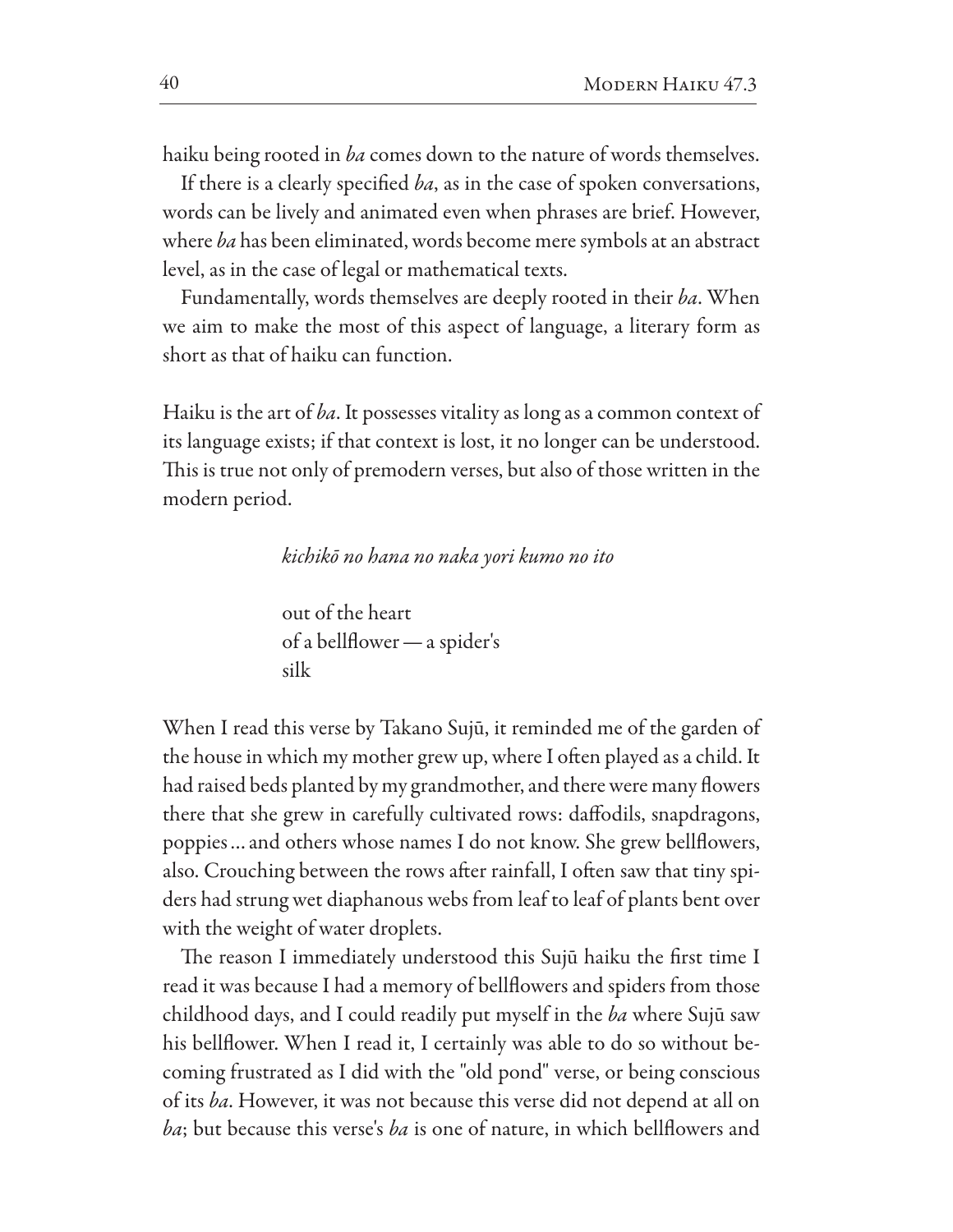haiku being rooted in *ba* comes down to the nature of words themselves.

If there is a clearly specified *ba*, as in the case of spoken conversations, words can be lively and animated even when phrases are brief. However, where *ba* has been eliminated, words become mere symbols at an abstract level, as in the case of legal or mathematical texts.

Fundamentally, words themselves are deeply rooted in their *ba*. When we aim to make the most of this aspect of language, a literary form as short as that of haiku can function.

Haiku is the art of *ba*. It possesses vitality as long as a common context of its language exists; if that context is lost, it no longer can be understood. This is true not only of premodern verses, but also of those written in the modern period.

> *kichikō no hana no naka yori kumo no ito*
>
> out of the heart
> of a bellflower — a spider's
> silk

When I read this verse by Takano Sujū, it reminded me of the garden of the house in which my mother grew up, where I often played as a child. It had raised beds planted by my grandmother, and there were many flowers there that she grew in carefully cultivated rows: daffodils, snapdragons, poppies … and others whose names I do not know. She grew bellflowers, also. Crouching between the rows after rainfall, I often saw that tiny spiders had strung wet diaphanous webs from leaf to leaf of plants bent over with the weight of water droplets.

The reason I immediately understood this Sujū haiku the first time I read it was because I had a memory of bellflowers and spiders from those childhood days, and I could readily put myself in the *ba* where Sujū saw his bellflower. When I read it, I certainly was able to do so without becoming frustrated as I did with the "old pond" verse, or being conscious of its *ba*. However, it was not because this verse did not depend at all on *ba*; but because this verse's *ba* is one of nature, in which bellflowers and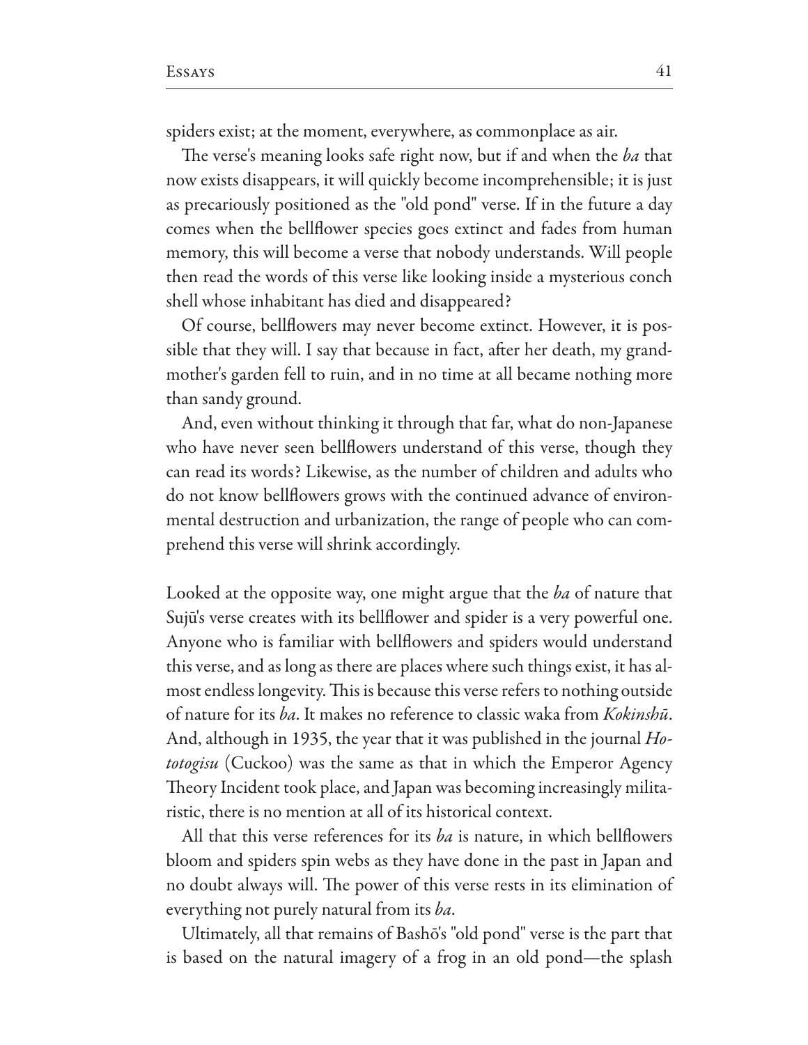spiders exist; at the moment, everywhere, as commonplace as air.

The verse's meaning looks safe right now, but if and when the *ba* that now exists disappears, it will quickly become incomprehensible; it is just as precariously positioned as the "old pond" verse. If in the future a day comes when the bellflower species goes extinct and fades from human memory, this will become a verse that nobody understands. Will people then read the words of this verse like looking inside a mysterious conch shell whose inhabitant has died and disappeared?

Of course, bellflowers may never become extinct. However, it is possible that they will. I say that because in fact, after her death, my grandmother's garden fell to ruin, and in no time at all became nothing more than sandy ground.

And, even without thinking it through that far, what do non-Japanese who have never seen bellflowers understand of this verse, though they can read its words? Likewise, as the number of children and adults who do not know bellflowers grows with the continued advance of environmental destruction and urbanization, the range of people who can comprehend this verse will shrink accordingly.

Looked at the opposite way, one might argue that the *ba* of nature that Sujū's verse creates with its bellflower and spider is a very powerful one. Anyone who is familiar with bellflowers and spiders would understand this verse, and as long as there are places where such things exist, it has almost endless longevity. This is because this verse refers to nothing outside of nature for its *ba*. It makes no reference to classic waka from *Kokinshū*. And, although in 1935, the year that it was published in the journal *Hototogisu* (Cuckoo) was the same as that in which the Emperor Agency Theory Incident took place, and Japan was becoming increasingly militaristic, there is no mention at all of its historical context.

All that this verse references for its *ba* is nature, in which bellflowers bloom and spiders spin webs as they have done in the past in Japan and no doubt always will. The power of this verse rests in its elimination of everything not purely natural from its *ba*.

Ultimately, all that remains of Bashō's "old pond" verse is the part that is based on the natural imagery of a frog in an old pond—the splash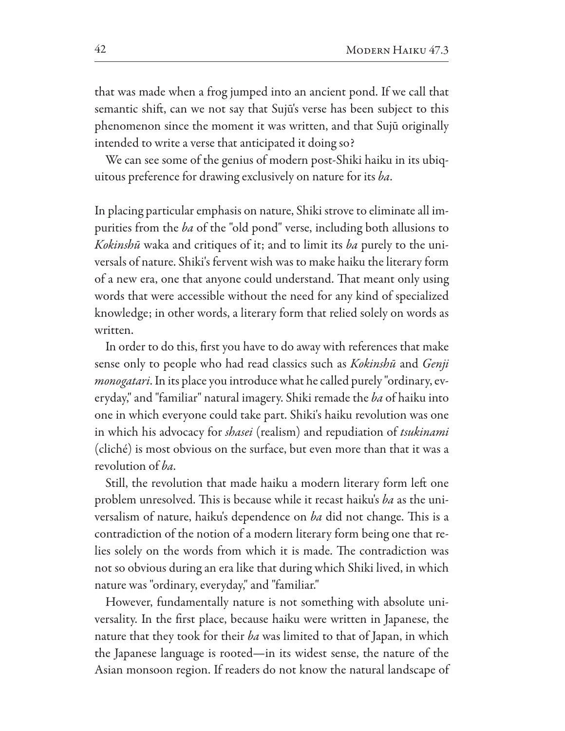that was made when a frog jumped into an ancient pond. If we call that semantic shift, can we not say that Sujū's verse has been subject to this phenomenon since the moment it was written, and that Sujū originally intended to write a verse that anticipated it doing so?

We can see some of the genius of modern post-Shiki haiku in its ubiquitous preference for drawing exclusively on nature for its *ba*.

In placing particular emphasis on nature, Shiki strove to eliminate all impurities from the *ba* of the "old pond" verse, including both allusions to *Kokinshū* waka and critiques of it; and to limit its *ba* purely to the universals of nature. Shiki's fervent wish was to make haiku the literary form of a new era, one that anyone could understand. That meant only using words that were accessible without the need for any kind of specialized knowledge; in other words, a literary form that relied solely on words as written.

In order to do this, first you have to do away with references that make sense only to people who had read classics such as *Kokinshū* and *Genji monogatari*. In its place you introduce what he called purely "ordinary, everyday," and "familiar" natural imagery. Shiki remade the *ba* of haiku into one in which everyone could take part. Shiki's haiku revolution was one in which his advocacy for *shasei* (realism) and repudiation of *tsukinami* (cliché) is most obvious on the surface, but even more than that it was a revolution of *ba*.

Still, the revolution that made haiku a modern literary form left one problem unresolved. This is because while it recast haiku's *ba* as the universalism of nature, haiku's dependence on *ba* did not change. This is a contradiction of the notion of a modern literary form being one that relies solely on the words from which it is made. The contradiction was not so obvious during an era like that during which Shiki lived, in which nature was "ordinary, everyday," and "familiar."

However, fundamentally nature is not something with absolute universality. In the first place, because haiku were written in Japanese, the nature that they took for their *ba* was limited to that of Japan, in which the Japanese language is rooted—in its widest sense, the nature of the Asian monsoon region. If readers do not know the natural landscape of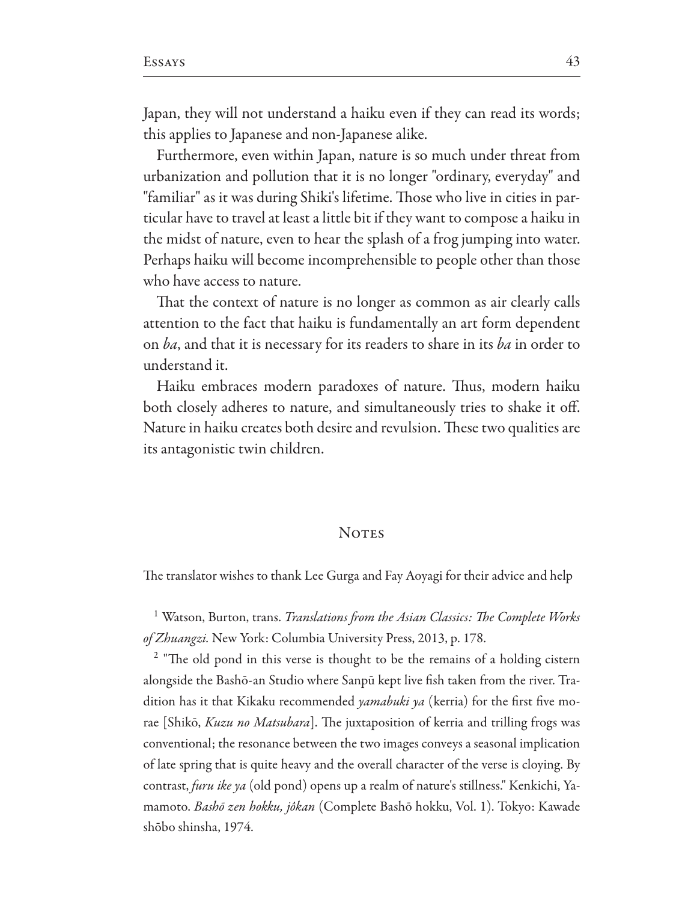Japan, they will not understand a haiku even if they can read its words; this applies to Japanese and non-Japanese alike.

Furthermore, even within Japan, nature is so much under threat from urbanization and pollution that it is no longer "ordinary, everyday" and "familiar" as it was during Shiki's lifetime. Those who live in cities in particular have to travel at least a little bit if they want to compose a haiku in the midst of nature, even to hear the splash of a frog jumping into water. Perhaps haiku will become incomprehensible to people other than those who have access to nature.

That the context of nature is no longer as common as air clearly calls attention to the fact that haiku is fundamentally an art form dependent on *ba*, and that it is necessary for its readers to share in its *ba* in order to understand it.

Haiku embraces modern paradoxes of nature. Thus, modern haiku both closely adheres to nature, and simultaneously tries to shake it off. Nature in haiku creates both desire and revulsion. These two qualities are its antagonistic twin children.

## Notes

The translator wishes to thank Lee Gurga and Fay Aoyagi for their advice and help

[1] Watson, Burton, trans. *Translations from the Asian Classics: The Complete Works of Zhuangzi*. New York: Columbia University Press, 2013, p. 178.

[2] "The old pond in this verse is thought to be the remains of a holding cistern alongside the Bashō-an Studio where Sanpū kept live fish taken from the river. Tradition has it that Kikaku recommended *yamabuki ya* (kerria) for the first five morae [Shikō, *Kuzu no Matsubara*]. The juxtaposition of kerria and trilling frogs was conventional; the resonance between the two images conveys a seasonal implication of late spring that is quite heavy and the overall character of the verse is cloying. By contrast, *furu ike ya* (old pond) opens up a realm of nature's stillness." Kenkichi, Yamamoto. *Bashō zen hokku, jôkan* (Complete Bashō hokku, Vol. 1). Tokyo: Kawade shōbo shinsha, 1974.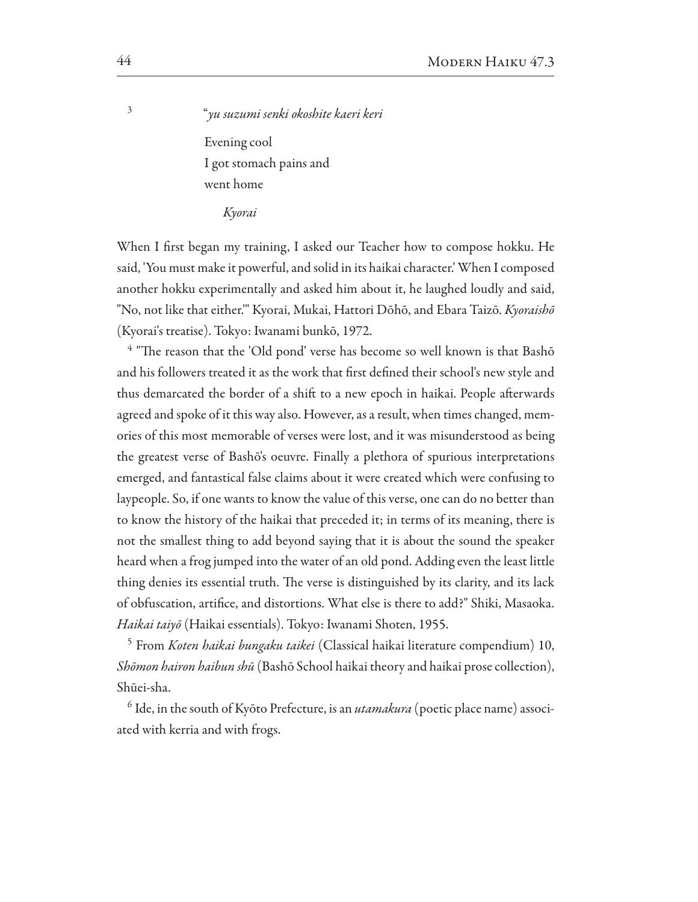[3] "*yu suzumi senki okoshite kaeri keri*

Evening cool  
I got stomach pains and  
went home

*Kyorai*

When I first began my training, I asked our Teacher how to compose hokku. He said, 'You must make it powerful, and solid in its haikai character.' When I composed another hokku experimentally and asked him about it, he laughed loudly and said, "No, not like that either.'" Kyorai, Mukai, Hattori Dōhō, and Ebara Taizō. *Kyoraishō* (Kyorai's treatise). Tokyo: Iwanami bunkō, 1972.

[4] "The reason that the 'Old pond' verse has become so well known is that Bashō and his followers treated it as the work that first defined their school's new style and thus demarcated the border of a shift to a new epoch in haikai. People afterwards agreed and spoke of it this way also. However, as a result, when times changed, memories of this most memorable of verses were lost, and it was misunderstood as being the greatest verse of Bashō's oeuvre. Finally a plethora of spurious interpretations emerged, and fantastical false claims about it were created which were confusing to laypeople. So, if one wants to know the value of this verse, one can do no better than to know the history of the haikai that preceded it; in terms of its meaning, there is not the smallest thing to add beyond saying that it is about the sound the speaker heard when a frog jumped into the water of an old pond. Adding even the least little thing denies its essential truth. The verse is distinguished by its clarity, and its lack of obfuscation, artifice, and distortions. What else is there to add?" Shiki, Masaoka. *Haikai taiyō* (Haikai essentials). Tokyo: Iwanami Shoten, 1955.

[5] From *Koten haikai bungaku taikei* (Classical haikai literature compendium) 10, *Shōmon hairon haibun shū* (Bashō School haikai theory and haikai prose collection), Shūei-sha.

[6] Ide, in the south of Kyōto Prefecture, is an *utamakura* (poetic place name) associated with kerria and with frogs.